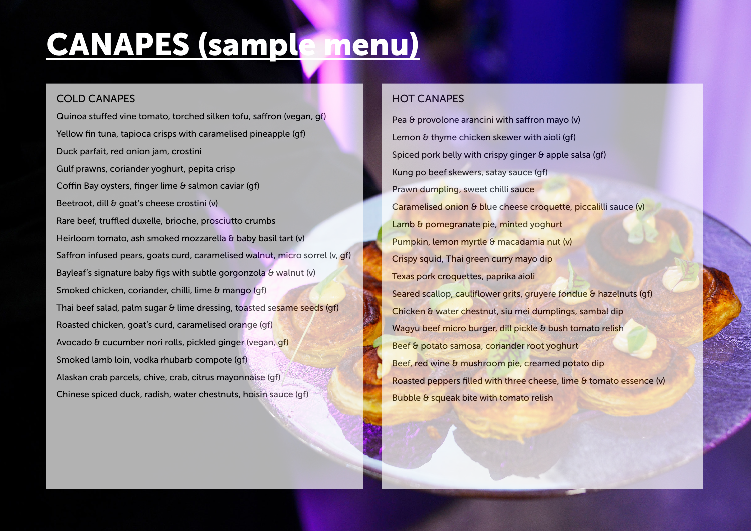# CANAPES (sample menu)

## COLD CANAPES

- Quinoa stuffed vine tomato, torched silken tofu, saffron (vegan, gf)
- Yellow fin tuna, tapioca crisps with caramelised pineapple (gf)
- Duck parfait, red onion jam, crostini
- Gulf prawns, coriander yoghurt, pepita crisp
- Coffin Bay oysters, finger lime & salmon caviar (gf)
- Beetroot, dill & goat's cheese crostini (v)
- Rare beef, truffled duxelle, brioche, prosciutto crumbs
- Heirloom tomato, ash smoked mozzarella & baby basil tart (v)
- Saffron infused pears, goats curd, caramelised walnut, micro sorrel (v, gf)
- Bayleaf's signature baby figs with subtle gorgonzola & walnut (v)
- Smoked chicken, coriander, chilli, lime & mango (gf)
- Thai beef salad, palm sugar & lime dressing, toasted sesame seeds (gf)
- Roasted chicken, goat's curd, caramelised orange (gf)
- Avocado & cucumber nori rolls, pickled ginger (vegan, gf)
- Smoked lamb loin, vodka rhubarb compote (gf)
- Alaskan crab parcels, chive, crab, citrus mayonnaise (gf)
- Chinese spiced duck, radish, water chestnuts, hoisin sauce (gf)

## HOT CANAPES

- Pea & provolone arancini with saffron mayo (v)
- Lemon & thyme chicken skewer with aioli (gf)
- Spiced pork belly with crispy ginger & apple salsa (gf)
- Kung po beef skewers, satay sauce (gf)
- Prawn dumpling, sweet chilli sauce
- Caramelised onion & blue cheese croquette, piccalilli sauce (v)
- Lamb & pomegranate pie, minted yoghurt
- Pumpkin, lemon myrtle & macadamia nut (v)
- Crispy squid, Thai green curry mayo dip
- Texas pork croquettes, paprika aioli
- Seared scallop, cauliflower grits, gruyere fondue & hazelnuts (gf)
- Chicken & water chestnut, siu mei dumplings, sambal dip
- Wagyu beef micro burger, dill pickle & bush tomato relish
- Beef & potato samosa, coriander root yoghurt
- Beef, red wine & mushroom pie, creamed potato dip
- Roasted peppers filled with three cheese, lime & tomato essence (v)
- Bubble & squeak bite with tomato relish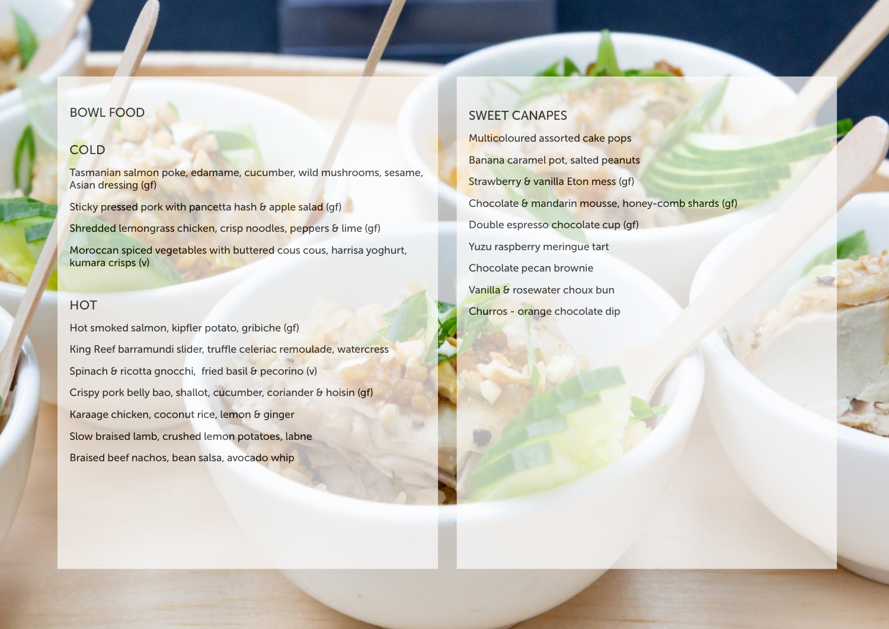## BOWL FOOD

### COLD

Tasmanian salmon poke, edamame, cucumber, wild mushrooms, sesame, Asian dressing (gf)

Sticky pressed pork with pancetta hash & apple salad (gf)

Shredded lemongrass chicken, crisp noodles, peppers & lime (gf)

Moroccan spiced vegetables with buttered cous cous, harrisa yoghurt, kumara crisps (v)

### HOT

Hot smoked salmon, kipfler potato, gribiche (gf)

King Reef barramundi slider, truffle celeriac remoulade, watercress

Spinach & ricotta gnocchi, fried basil & pecorino (v)

Crispy pork belly bao, shallot, cucumber, coriander & hoisin (gf)

Karaage chicken, coconut rice, lemon & ginger

Slow braised lamb, crushed lemon potatoes, labne

Braised beef nachos, bean salsa, avocado whip

## SWEET CANAPES

Multicoloured assorted cake pops

Banana caramel pot, salted peanuts

Strawberry & vanilla Eton mess (gf)

Chocolate & mandarin mousse, honey-comb shards (gf)

Double espresso chocolate cup (gf)

Yuzu raspberry meringue tart

Chocolate pecan brownie

Vanilla & rosewater choux bun

Churros - orange chocolate dip